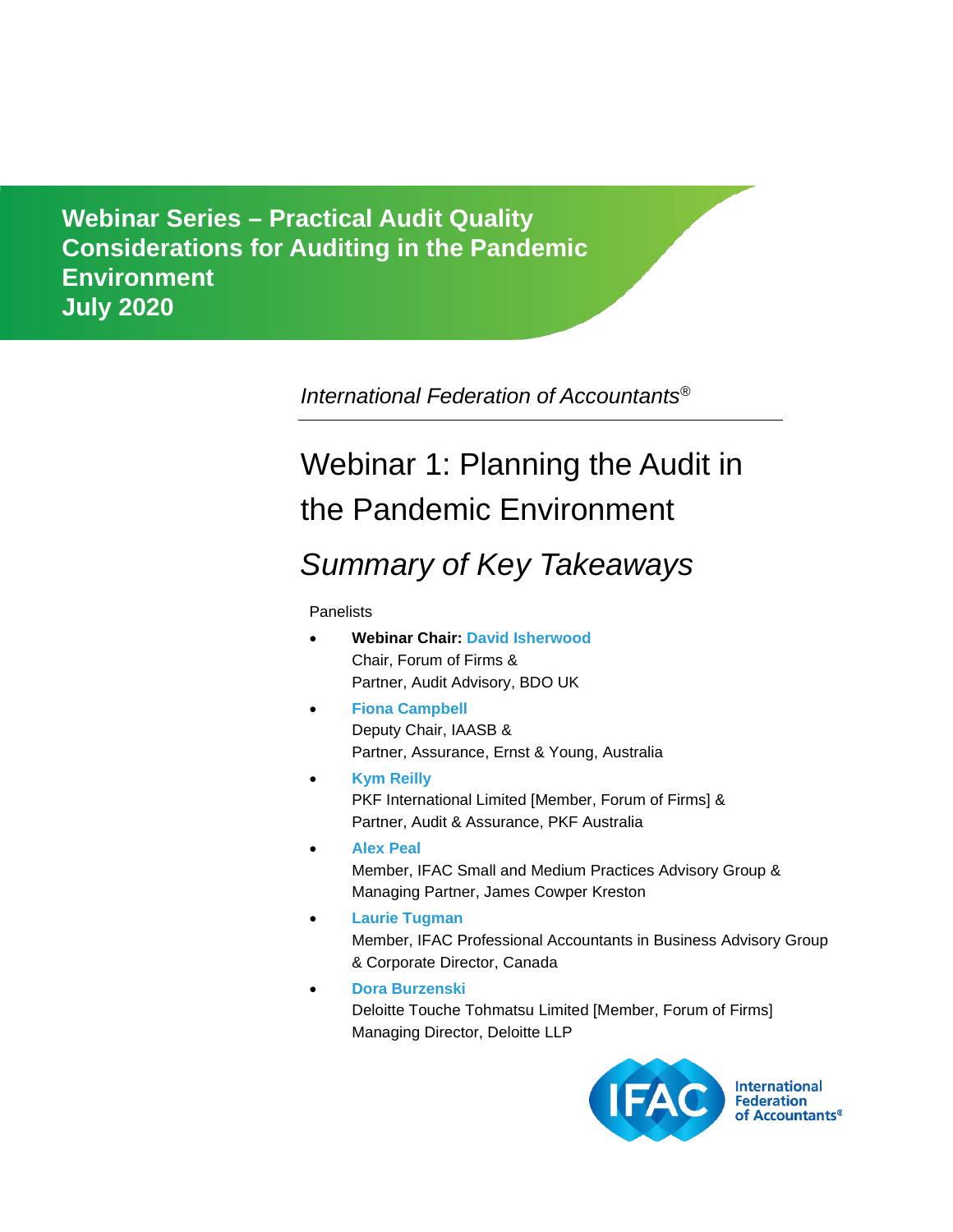# Webinar Series – Practical Audit Quality Considerations for Auditing in the Pandemic Environment
# July 2020

*International Federation of Accountants®*

## Webinar 1: Planning the Audit in the Pandemic Environment

## *Summary of Key Takeaways*

Panelists

- **Webinar Chair:** **David Isherwood**
  Chair, Forum of Firms &
  Partner, Audit Advisory, BDO UK
- **Fiona Campbell**
  Deputy Chair, IAASB &
  Partner, Assurance, Ernst & Young, Australia
- **Kym Reilly**
  PKF International Limited [Member, Forum of Firms] &
  Partner, Audit & Assurance, PKF Australia
- **Alex Peal**
  Member, IFAC Small and Medium Practices Advisory Group &
  Managing Partner, James Cowper Kreston
- **Laurie Tugman**
  Member, IFAC Professional Accountants in Business Advisory Group
  & Corporate Director, Canada
- **Dora Burzenski**
  Deloitte Touche Tohmatsu Limited [Member, Forum of Firms]
  Managing Director, Deloitte LLP

International Federation of Accountants®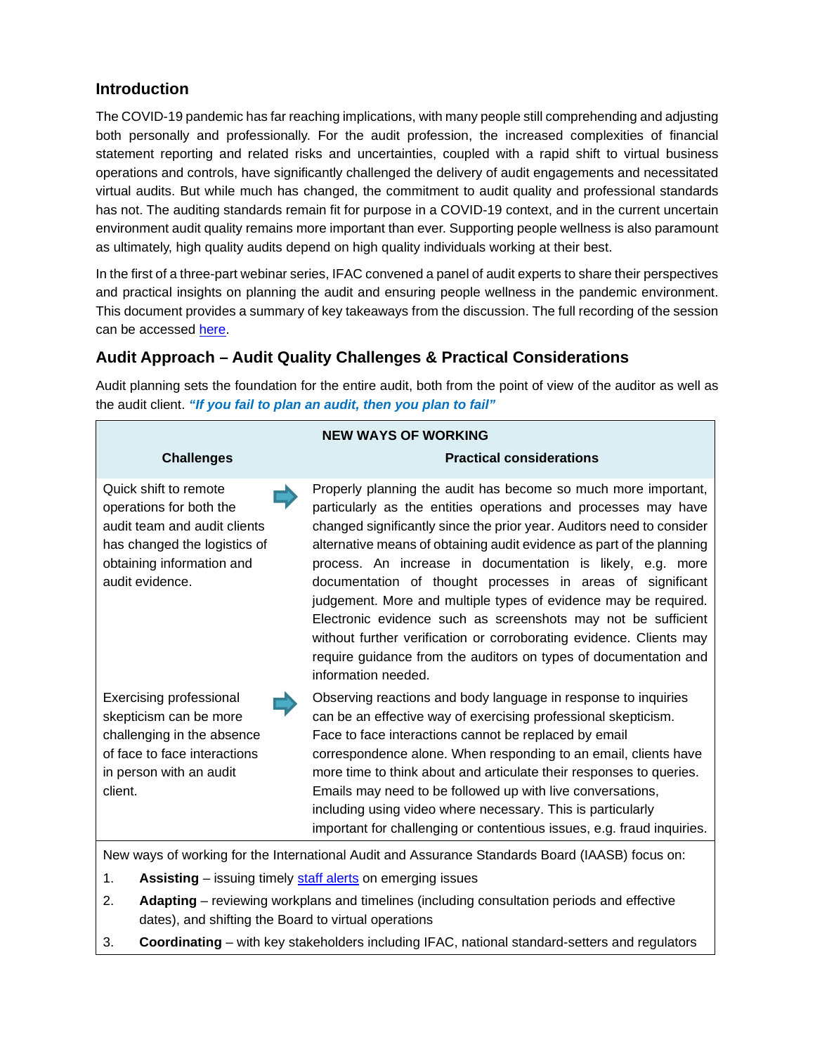## Introduction

The COVID-19 pandemic has far reaching implications, with many people still comprehending and adjusting both personally and professionally. For the audit profession, the increased complexities of financial statement reporting and related risks and uncertainties, coupled with a rapid shift to virtual business operations and controls, have significantly challenged the delivery of audit engagements and necessitated virtual audits. But while much has changed, the commitment to audit quality and professional standards has not. The auditing standards remain fit for purpose in a COVID-19 context, and in the current uncertain environment audit quality remains more important than ever. Supporting people wellness is also paramount as ultimately, high quality audits depend on high quality individuals working at their best.

In the first of a three-part webinar series, IFAC convened a panel of audit experts to share their perspectives and practical insights on planning the audit and ensuring people wellness in the pandemic environment. This document provides a summary of key takeaways from the discussion. The full recording of the session can be accessed here.

## Audit Approach – Audit Quality Challenges & Practical Considerations

Audit planning sets the foundation for the entire audit, both from the point of view of the auditor as well as the audit client. ***"If you fail to plan an audit, then you plan to fail"***

| NEW WAYS OF WORKING | |
|---|---|
| **Challenges** | **Practical considerations** |
| Quick shift to remote operations for both the audit team and audit clients has changed the logistics of obtaining information and audit evidence. | Properly planning the audit has become so much more important, particularly as the entities operations and processes may have changed significantly since the prior year. Auditors need to consider alternative means of obtaining audit evidence as part of the planning process. An increase in documentation is likely, e.g. more documentation of thought processes in areas of significant judgement. More and multiple types of evidence may be required. Electronic evidence such as screenshots may not be sufficient without further verification or corroborating evidence. Clients may require guidance from the auditors on types of documentation and information needed. |
| Exercising professional skepticism can be more challenging in the absence of face to face interactions in person with an audit client. | Observing reactions and body language in response to inquiries can be an effective way of exercising professional skepticism. Face to face interactions cannot be replaced by email correspondence alone. When responding to an email, clients have more time to think about and articulate their responses to queries. Emails may need to be followed up with live conversations, including using video where necessary. This is particularly important for challenging or contentious issues, e.g. fraud inquiries. |

New ways of working for the International Audit and Assurance Standards Board (IAASB) focus on:

1. **Assisting** – issuing timely staff alerts on emerging issues
2. **Adapting** – reviewing workplans and timelines (including consultation periods and effective dates), and shifting the Board to virtual operations
3. **Coordinating** – with key stakeholders including IFAC, national standard-setters and regulators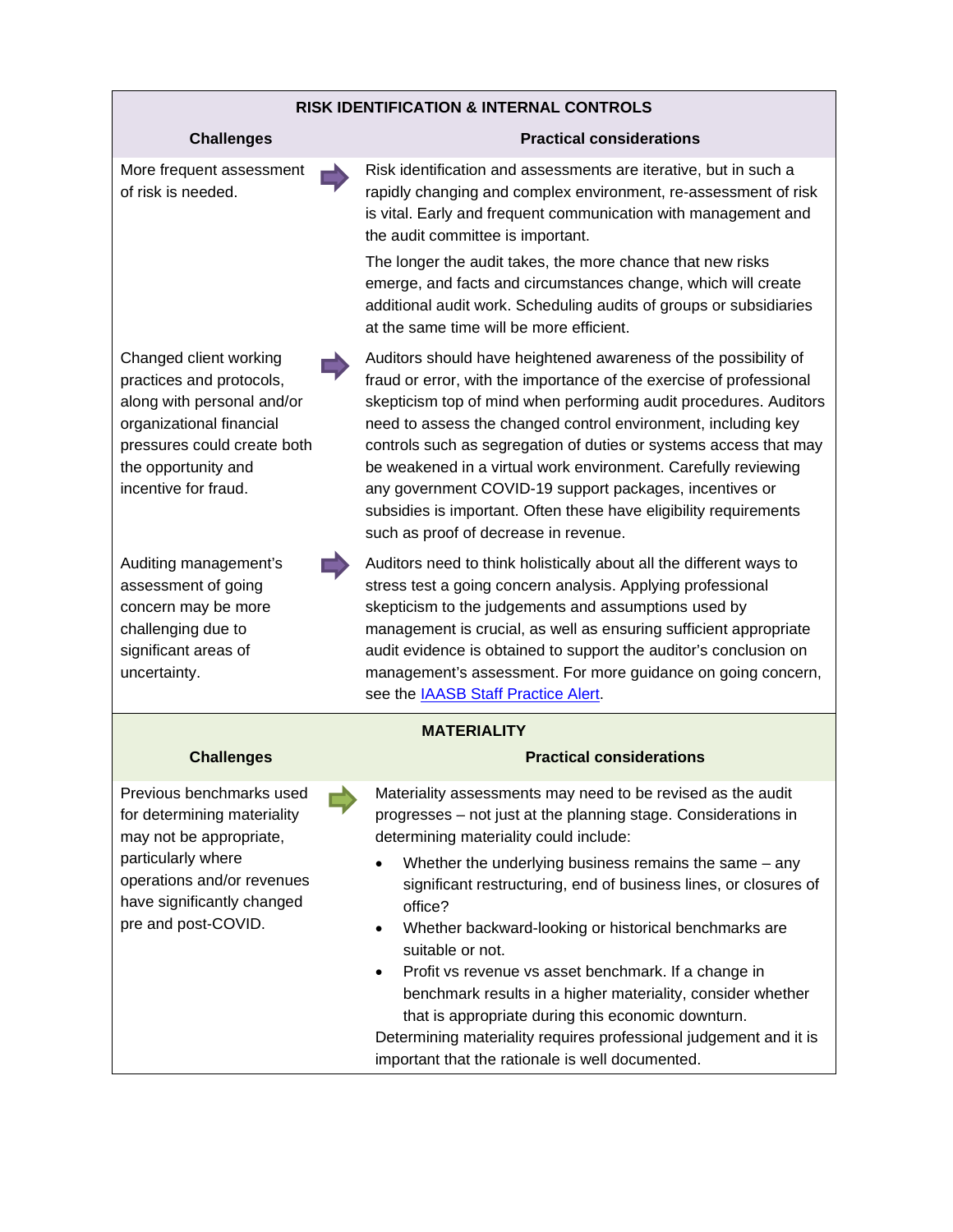| RISK IDENTIFICATION & INTERNAL CONTROLS | |
|---|---|
| **Challenges** | **Practical considerations** |
| More frequent assessment of risk is needed. | Risk identification and assessments are iterative, but in such a rapidly changing and complex environment, re-assessment of risk is vital. Early and frequent communication with management and the audit committee is important.<br><br>The longer the audit takes, the more chance that new risks emerge, and facts and circumstances change, which will create additional audit work. Scheduling audits of groups or subsidiaries at the same time will be more efficient. |
| Changed client working practices and protocols, along with personal and/or organizational financial pressures could create both the opportunity and incentive for fraud. | Auditors should have heightened awareness of the possibility of fraud or error, with the importance of the exercise of professional skepticism top of mind when performing audit procedures. Auditors need to assess the changed control environment, including key controls such as segregation of duties or systems access that may be weakened in a virtual work environment. Carefully reviewing any government COVID-19 support packages, incentives or subsidies is important. Often these have eligibility requirements such as proof of decrease in revenue. |
| Auditing management's assessment of going concern may be more challenging due to significant areas of uncertainty. | Auditors need to think holistically about all the different ways to stress test a going concern analysis. Applying professional skepticism to the judgements and assumptions used by management is crucial, as well as ensuring sufficient appropriate audit evidence is obtained to support the auditor's conclusion on management's assessment. For more guidance on going concern, see the IAASB Staff Practice Alert. |

| MATERIALITY | |
|---|---|
| **Challenges** | **Practical considerations** |
| Previous benchmarks used for determining materiality may not be appropriate, particularly where operations and/or revenues have significantly changed pre and post-COVID. | Materiality assessments may need to be revised as the audit progresses – not just at the planning stage. Considerations in determining materiality could include:<br>• Whether the underlying business remains the same – any significant restructuring, end of business lines, or closures of office?<br>• Whether backward-looking or historical benchmarks are suitable or not.<br>• Profit vs revenue vs asset benchmark. If a change in benchmark results in a higher materiality, consider whether that is appropriate during this economic downturn.<br>Determining materiality requires professional judgement and it is important that the rationale is well documented. |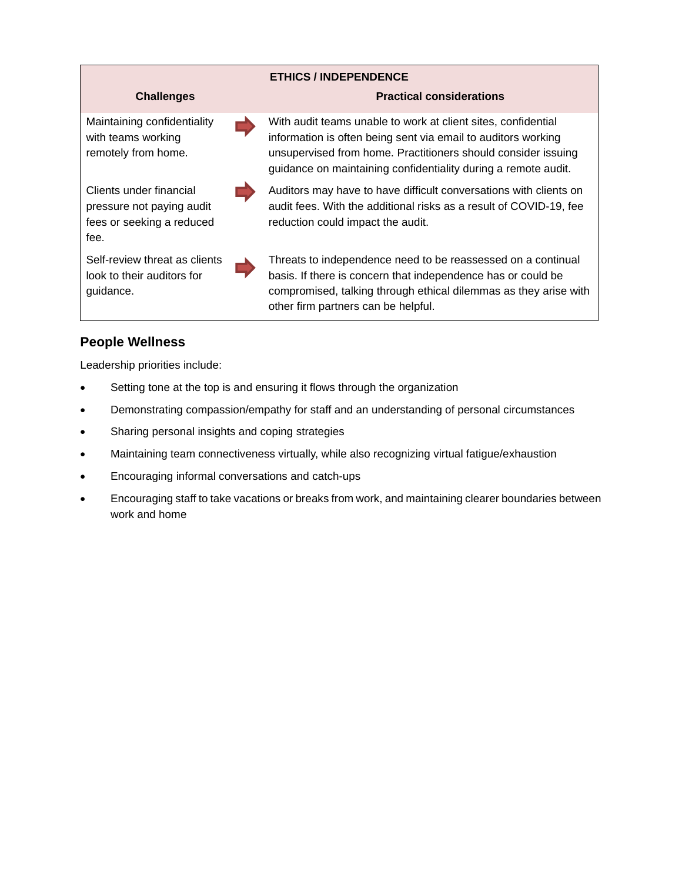| ETHICS / INDEPENDENCE | | |
|---|---|---|
| **Challenges** | | **Practical considerations** |
| Maintaining confidentiality with teams working remotely from home. | ➡ | With audit teams unable to work at client sites, confidential information is often being sent via email to auditors working unsupervised from home. Practitioners should consider issuing guidance on maintaining confidentiality during a remote audit. |
| Clients under financial pressure not paying audit fees or seeking a reduced fee. | ➡ | Auditors may have to have difficult conversations with clients on audit fees. With the additional risks as a result of COVID-19, fee reduction could impact the audit. |
| Self-review threat as clients look to their auditors for guidance. | ➡ | Threats to independence need to be reassessed on a continual basis. If there is concern that independence has or could be compromised, talking through ethical dilemmas as they arise with other firm partners can be helpful. |

## People Wellness

Leadership priorities include:

- Setting tone at the top is and ensuring it flows through the organization
- Demonstrating compassion/empathy for staff and an understanding of personal circumstances
- Sharing personal insights and coping strategies
- Maintaining team connectiveness virtually, while also recognizing virtual fatigue/exhaustion
- Encouraging informal conversations and catch-ups
- Encouraging staff to take vacations or breaks from work, and maintaining clearer boundaries between work and home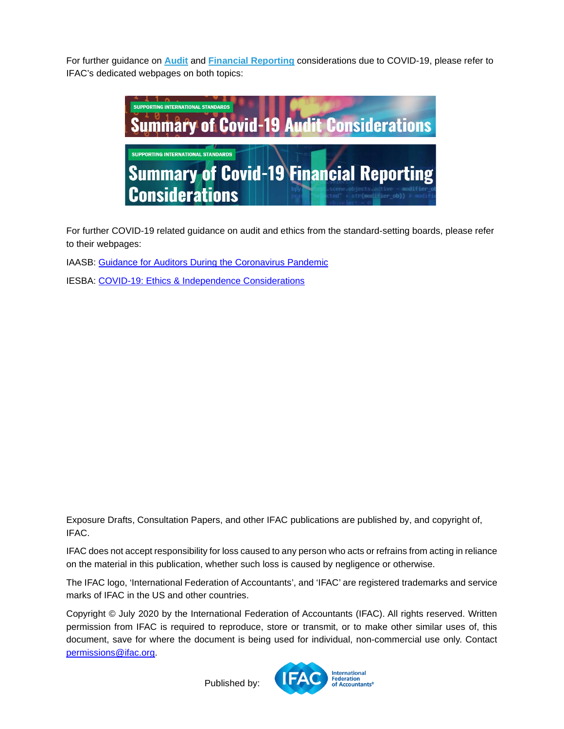For further guidance on **Audit** and **Financial Reporting** considerations due to COVID-19, please refer to IFAC's dedicated webpages on both topics:

SUPPORTING INTERNATIONAL STANDARDS

**Summary of Covid-19 Audit Considerations**

SUPPORTING INTERNATIONAL STANDARDS

**Summary of Covid-19 Financial Reporting Considerations**

For further COVID-19 related guidance on audit and ethics from the standard-setting boards, please refer to their webpages:

IAASB: Guidance for Auditors During the Coronavirus Pandemic

IESBA: COVID-19: Ethics & Independence Considerations

Exposure Drafts, Consultation Papers, and other IFAC publications are published by, and copyright of, IFAC.

IFAC does not accept responsibility for loss caused to any person who acts or refrains from acting in reliance on the material in this publication, whether such loss is caused by negligence or otherwise.

The IFAC logo, 'International Federation of Accountants', and 'IFAC' are registered trademarks and service marks of IFAC in the US and other countries.

Copyright © July 2020 by the International Federation of Accountants (IFAC). All rights reserved. Written permission from IFAC is required to reproduce, store or transmit, or to make other similar uses of, this document, save for where the document is being used for individual, non-commercial use only. Contact permissions@ifac.org.

Published by: IFAC International Federation of Accountants®